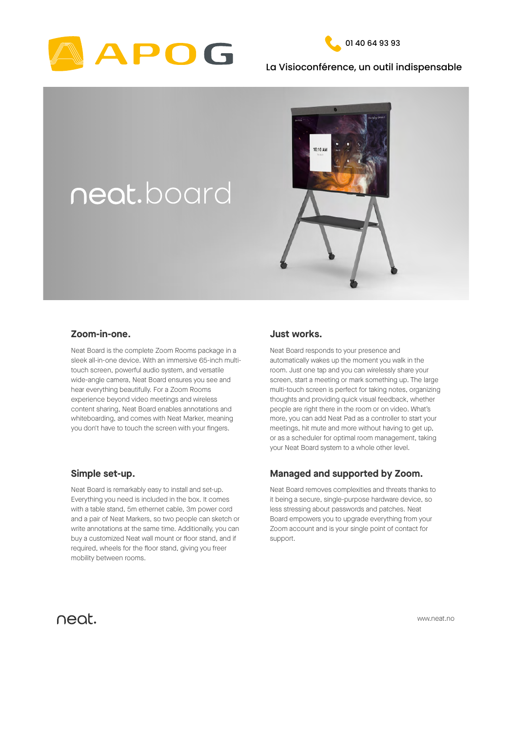APOG

01 40 64 93 93

La Visioconférence, un outil indispensable

# neat.board

## Zoom-in-one.

Neat Board is the complete Zoom Rooms package in a sleek all-in-one device. With an immersive 65-inch multi-touch screen, powerful audio system, and versatile wide-angle camera, Neat Board ensures you see and hear everything beautifully. For a Zoom Rooms experience beyond video meetings and wireless content sharing, Neat Board enables annotations and whiteboarding, and comes with Neat Marker, meaning you don't have to touch the screen with your fingers.

## Just works.

Neat Board responds to your presence and automatically wakes up the moment you walk in the room. Just one tap and you can wirelessly share your screen, start a meeting or mark something up. The large multi-touch screen is perfect for taking notes, organizing thoughts and providing quick visual feedback, whether people are right there in the room or on video. What's more, you can add Neat Pad as a controller to start your meetings, hit mute and more without having to get up, or as a scheduler for optimal room management, taking your Neat Board system to a whole other level.

## Simple set-up.

Neat Board is remarkably easy to install and set-up. Everything you need is included in the box. It comes with a table stand, 5m ethernet cable, 3m power cord and a pair of Neat Markers, so two people can sketch or write annotations at the same time. Additionally, you can buy a customized Neat wall mount or floor stand, and if required, wheels for the floor stand, giving you freer mobility between rooms.

## Managed and supported by Zoom.

Neat Board removes complexities and threats thanks to it being a secure, single-purpose hardware device, so less stressing about passwords and patches. Neat Board empowers you to upgrade everything from your Zoom account and is your single point of contact for support.

neat.

www.neat.no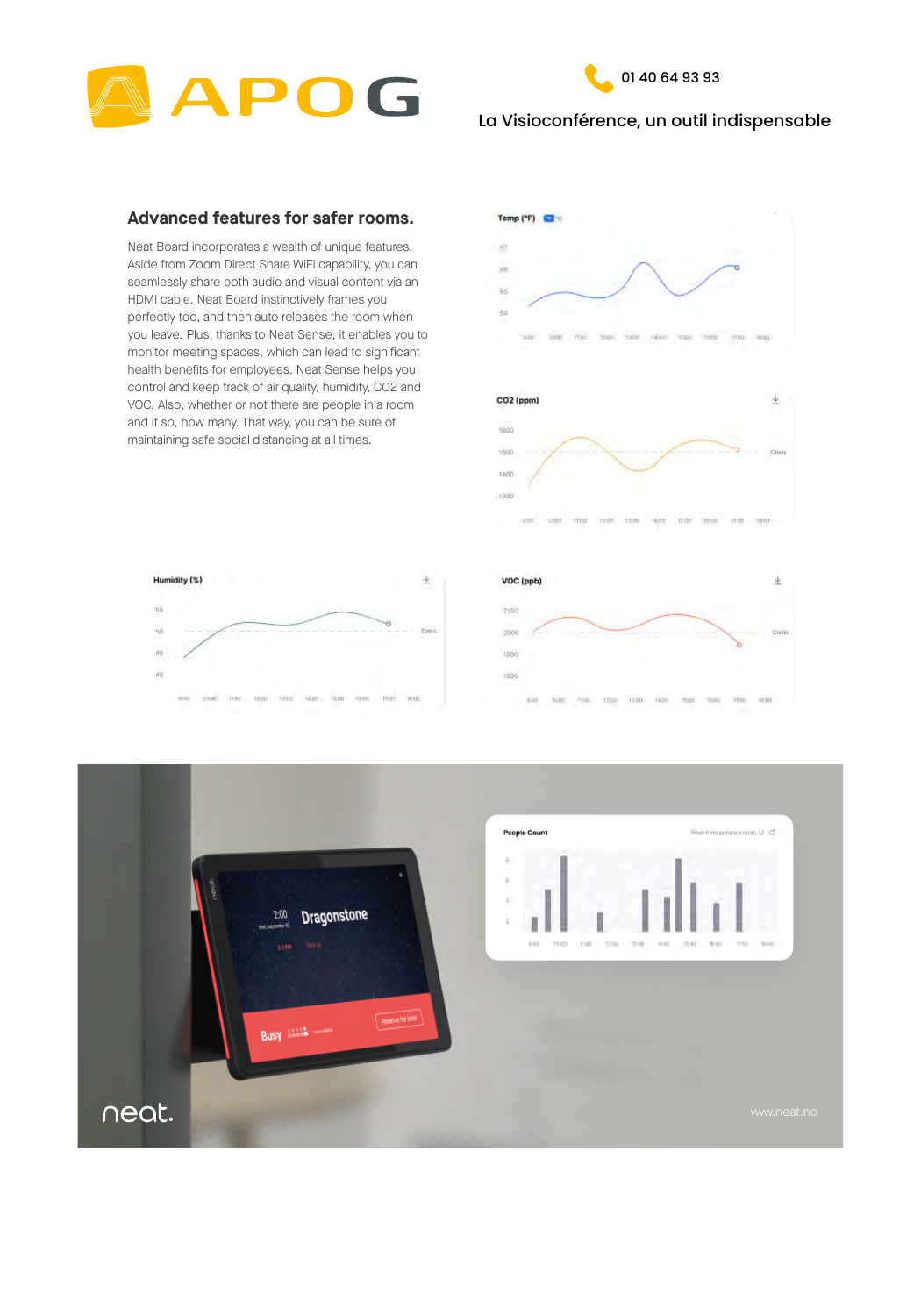01 40 64 93 93

La Visioconférence, un outil indispensable

## Advanced features for safer rooms.

Neat Board incorporates a wealth of unique features. Aside from Zoom Direct Share WiFi capability, you can seamlessly share both audio and visual content via an HDMI cable. Neat Board instinctively frames you perfectly too, and then auto releases the room when you leave. Plus, thanks to Neat Sense, it enables you to monitor meeting spaces, which can lead to significant health benefits for employees. Neat Sense helps you control and keep track of air quality, humidity, CO2 and VOC. Also, whether or not there are people in a room and if so, how many. That way, you can be sure of maintaining safe social distancing at all times.

Temp (°F)

CO2 (ppm)

Humidity (%)

VOC (ppb)

People Count

neat.

www.neat.no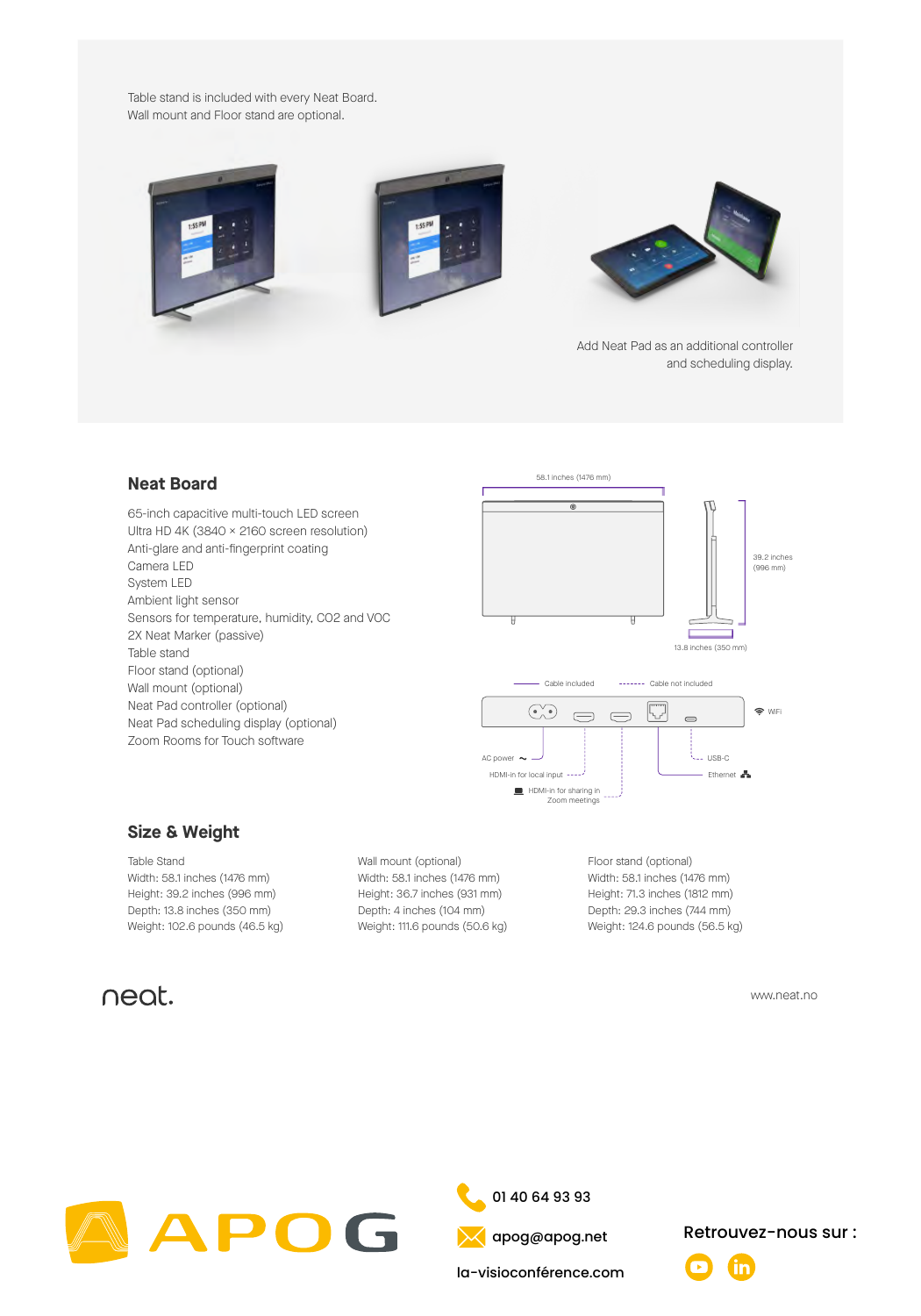Table stand is included with every Neat Board.
Wall mount and Floor stand are optional.

Add Neat Pad as an additional controller and scheduling display.

## Neat Board

65-inch capacitive multi-touch LED screen
Ultra HD 4K (3840 × 2160 screen resolution)
Anti-glare and anti-fingerprint coating
Camera LED
System LED
Ambient light sensor
Sensors for temperature, humidity, $CO_2$ and VOC
2X Neat Marker (passive)
Table stand
Floor stand (optional)
Wall mount (optional)
Neat Pad controller (optional)
Neat Pad scheduling display (optional)
Zoom Rooms for Touch software

58.1 inches (1476 mm)
39.2 inches (996 mm)
13.8 inches (350 mm)

Cable included
Cable not included
WiFi
AC power
HDMI-in for local input
HDMI-in for sharing in Zoom meetings
USB-C
Ethernet

## Size & Weight

Table Stand
Width: 58.1 inches (1476 mm)
Height: 39.2 inches (996 mm)
Depth: 13.8 inches (350 mm)
Weight: 102.6 pounds (46.5 kg)

Wall mount (optional)
Width: 58.1 inches (1476 mm)
Height: 36.7 inches (931 mm)
Depth: 4 inches (104 mm)
Weight: 111.6 pounds (50.6 kg)

Floor stand (optional)
Width: 58.1 inches (1476 mm)
Height: 71.3 inches (1812 mm)
Depth: 29.3 inches (744 mm)
Weight: 124.6 pounds (56.5 kg)

neat.

www.neat.no

APOG

01 40 64 93 93

apog@apog.net

la-visioconférence.com

Retrouvez-nous sur :